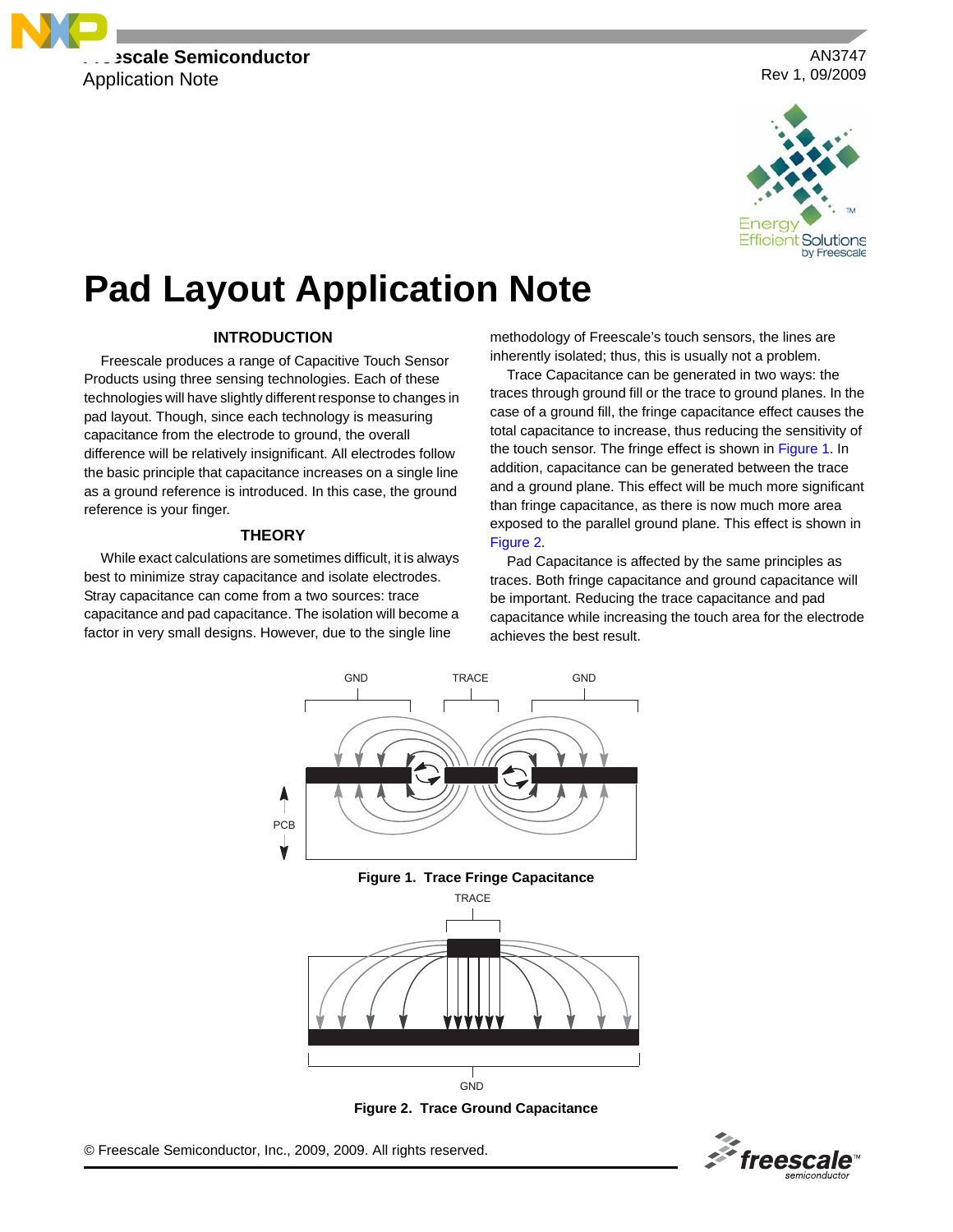Freescale Semiconductor
Application Note

AN3747
Rev 1, 09/2009

# Pad Layout Application Note

## INTRODUCTION

Freescale produces a range of Capacitive Touch Sensor Products using three sensing technologies. Each of these technologies will have slightly different response to changes in pad layout. Though, since each technology is measuring capacitance from the electrode to ground, the overall difference will be relatively insignificant. All electrodes follow the basic principle that capacitance increases on a single line as a ground reference is introduced. In this case, the ground reference is your finger.

## THEORY

While exact calculations are sometimes difficult, it is always best to minimize stray capacitance and isolate electrodes. Stray capacitance can come from a two sources: trace capacitance and pad capacitance. The isolation will become a factor in very small designs. However, due to the single line methodology of Freescale's touch sensors, the lines are inherently isolated; thus, this is usually not a problem.

Trace Capacitance can be generated in two ways: the traces through ground fill or the trace to ground planes. In the case of a ground fill, the fringe capacitance effect causes the total capacitance to increase, thus reducing the sensitivity of the touch sensor. The fringe effect is shown in Figure 1. In addition, capacitance can be generated between the trace and a ground plane. This effect will be much more significant than fringe capacitance, as there is now much more area exposed to the parallel ground plane. This effect is shown in Figure 2.

Pad Capacitance is affected by the same principles as traces. Both fringe capacitance and ground capacitance will be important. Reducing the trace capacitance and pad capacitance while increasing the touch area for the electrode achieves the best result.

**Figure 1. Trace Fringe Capacitance**

**Figure 2. Trace Ground Capacitance**

© Freescale Semiconductor, Inc., 2009, 2009. All rights reserved.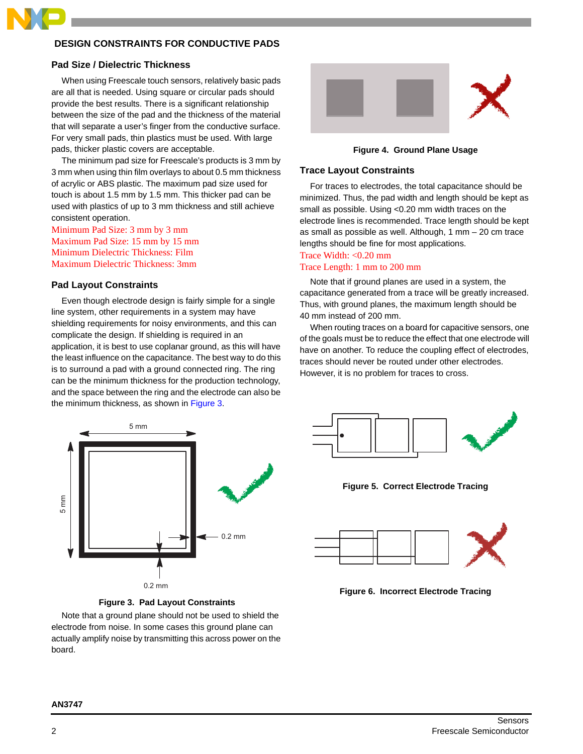## DESIGN CONSTRAINTS FOR CONDUCTIVE PADS

### Pad Size / Dielectric Thickness

When using Freescale touch sensors, relatively basic pads are all that is needed. Using square or circular pads should provide the best results. There is a significant relationship between the size of the pad and the thickness of the material that will separate a user's finger from the conductive surface. For very small pads, thin plastics must be used. With large pads, thicker plastic covers are acceptable.

The minimum pad size for Freescale's products is 3 mm by 3 mm when using thin film overlays to about 0.5 mm thickness of acrylic or ABS plastic. The maximum pad size used for touch is about 1.5 mm by 1.5 mm. This thicker pad can be used with plastics of up to 3 mm thickness and still achieve consistent operation.

Minimum Pad Size: 3 mm by 3 mm
Maximum Pad Size: 15 mm by 15 mm
Minimum Dielectric Thickness: Film
Maximum Dielectric Thickness: 3mm

### Pad Layout Constraints

Even though electrode design is fairly simple for a single line system, other requirements in a system may have shielding requirements for noisy environments, and this can complicate the design. If shielding is required in an application, it is best to use coplanar ground, as this will have the least influence on the capacitance. The best way to do this is to surround a pad with a ground connected ring. The ring can be the minimum thickness for the production technology, and the space between the ring and the electrode can also be the minimum thickness, as shown in Figure 3.

Figure 3. Pad Layout Constraints

Note that a ground plane should not be used to shield the electrode from noise. In some cases this ground plane can actually amplify noise by transmitting this across power on the board.

Figure 4. Ground Plane Usage

### Trace Layout Constraints

For traces to electrodes, the total capacitance should be minimized. Thus, the pad width and length should be kept as small as possible. Using <0.20 mm width traces on the electrode lines is recommended. Trace length should be kept as small as possible as well. Although, 1 mm – 20 cm trace lengths should be fine for most applications.

Trace Width: <0.20 mm
Trace Length: 1 mm to 200 mm

Note that if ground planes are used in a system, the capacitance generated from a trace will be greatly increased. Thus, with ground planes, the maximum length should be 40 mm instead of 200 mm.

When routing traces on a board for capacitive sensors, one of the goals must be to reduce the effect that one electrode will have on another. To reduce the coupling effect of electrodes, traces should never be routed under other electrodes. However, it is no problem for traces to cross.

Figure 5. Correct Electrode Tracing

Figure 6. Incorrect Electrode Tracing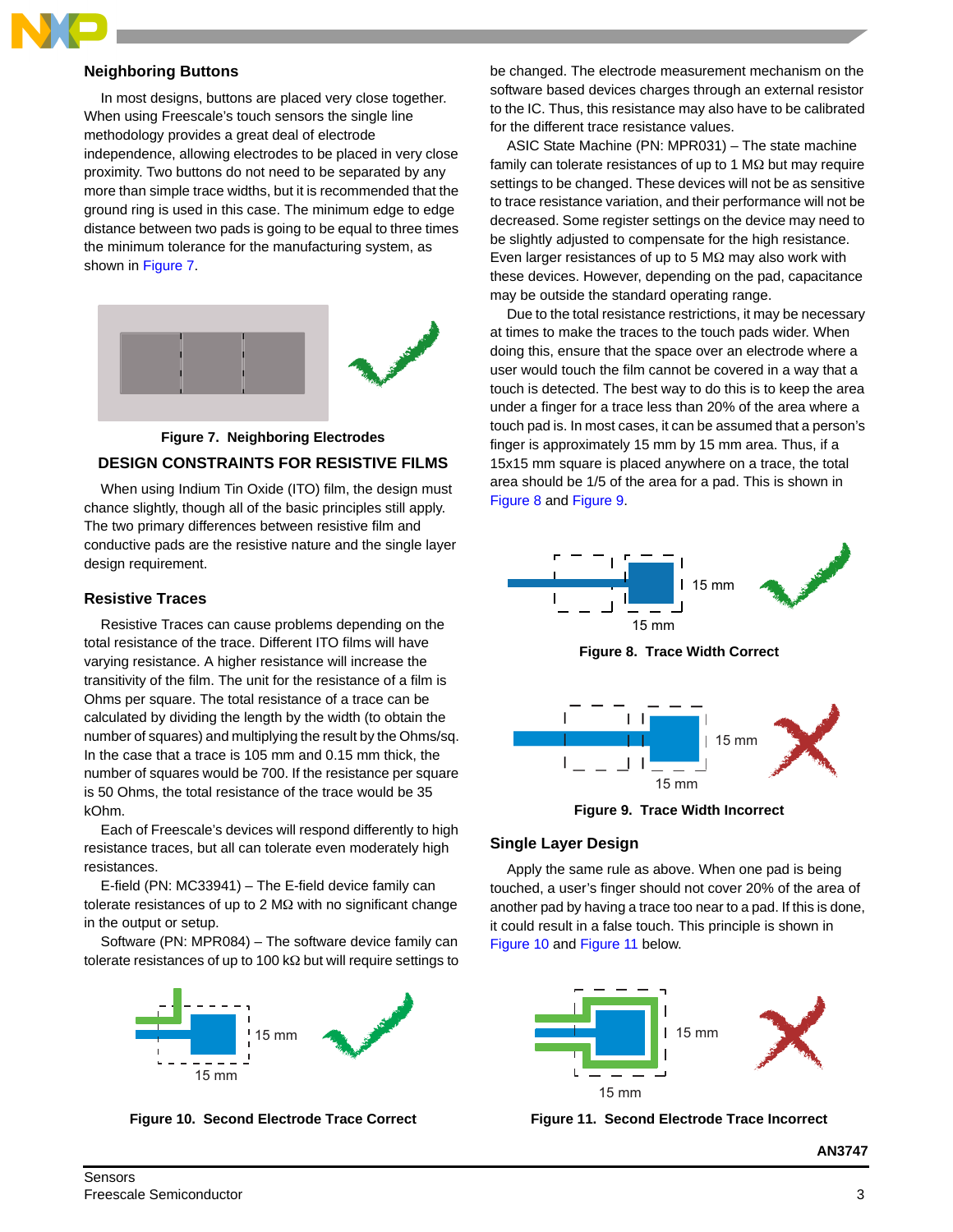### Neighboring Buttons

In most designs, buttons are placed very close together. When using Freescale's touch sensors the single line methodology provides a great deal of electrode independence, allowing electrodes to be placed in very close proximity. Two buttons do not need to be separated by any more than simple trace widths, but it is recommended that the ground ring is used in this case. The minimum edge to edge distance between two pads is going to be equal to three times the minimum tolerance for the manufacturing system, as shown in Figure 7.

**Figure 7. Neighboring Electrodes**

## DESIGN CONSTRAINTS FOR RESISTIVE FILMS

When using Indium Tin Oxide (ITO) film, the design must chance slightly, though all of the basic principles still apply. The two primary differences between resistive film and conductive pads are the resistive nature and the single layer design requirement.

### Resistive Traces

Resistive Traces can cause problems depending on the total resistance of the trace. Different ITO films will have varying resistance. A higher resistance will increase the transitivity of the film. The unit for the resistance of a film is Ohms per square. The total resistance of a trace can be calculated by dividing the length by the width (to obtain the number of squares) and multiplying the result by the Ohms/sq. In the case that a trace is 105 mm and 0.15 mm thick, the number of squares would be 700. If the resistance per square is 50 Ohms, the total resistance of the trace would be 35 kOhm.

Each of Freescale's devices will respond differently to high resistance traces, but all can tolerate even moderately high resistances.

E-field (PN: MC33941) – The E-field device family can tolerate resistances of up to 2 MΩ with no significant change in the output or setup.

Software (PN: MPR084) – The software device family can tolerate resistances of up to 100 kΩ but will require settings to be changed. The electrode measurement mechanism on the software based devices charges through an external resistor to the IC. Thus, this resistance may also have to be calibrated for the different trace resistance values.

ASIC State Machine (PN: MPR031) – The state machine family can tolerate resistances of up to 1 MΩ but may require settings to be changed. These devices will not be as sensitive to trace resistance variation, and their performance will not be decreased. Some register settings on the device may need to be slightly adjusted to compensate for the high resistance. Even larger resistances of up to 5 MΩ may also work with these devices. However, depending on the pad, capacitance may be outside the standard operating range.

Due to the total resistance restrictions, it may be necessary at times to make the traces to the touch pads wider. When doing this, ensure that the space over an electrode where a user would touch the film cannot be covered in a way that a touch is detected. The best way to do this is to keep the area under a finger for a trace less than 20% of the area where a touch pad is. In most cases, it can be assumed that a person's finger is approximately 15 mm by 15 mm area. Thus, if a 15x15 mm square is placed anywhere on a trace, the total area should be 1/5 of the area for a pad. This is shown in Figure 8 and Figure 9.

15 mm
15 mm

**Figure 8. Trace Width Correct**

15 mm
15 mm

**Figure 9. Trace Width Incorrect**

### Single Layer Design

Apply the same rule as above. When one pad is being touched, a user's finger should not cover 20% of the area of another pad by having a trace too near to a pad. If this is done, it could result in a false touch. This principle is shown in Figure 10 and Figure 11 below.

15 mm
15 mm

**Figure 10. Second Electrode Trace Correct**

15 mm
15 mm

**Figure 11. Second Electrode Trace Incorrect**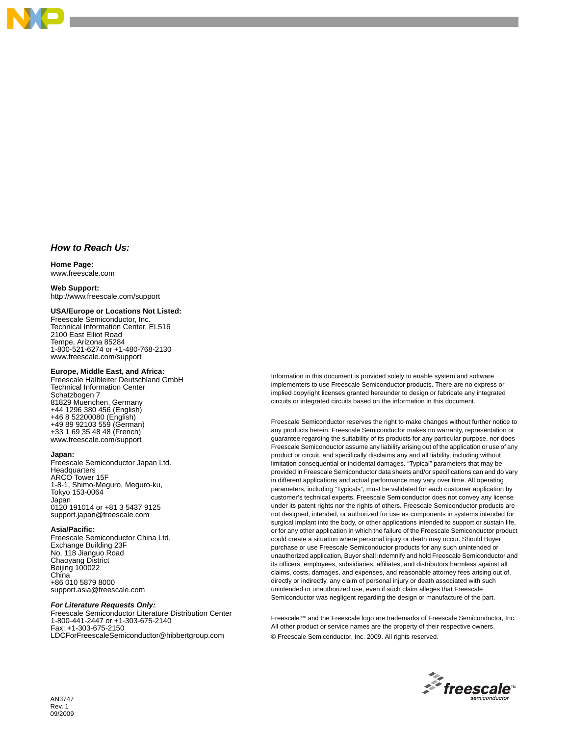***How to Reach Us:***

**Home Page:**
www.freescale.com

**Web Support:**
http://www.freescale.com/support

**USA/Europe or Locations Not Listed:**
Freescale Semiconductor, Inc.
Technical Information Center, EL516
2100 East Elliot Road
Tempe, Arizona 85284
1-800-521-6274 or +1-480-768-2130
www.freescale.com/support

**Europe, Middle East, and Africa:**
Freescale Halbleiter Deutschland GmbH
Technical Information Center
Schatzbogen 7
81829 Muenchen, Germany
+44 1296 380 456 (English)
+46 8 52200080 (English)
+49 89 92103 559 (German)
+33 1 69 35 48 48 (French)
www.freescale.com/support

**Japan:**
Freescale Semiconductor Japan Ltd.
Headquarters
ARCO Tower 15F
1-8-1, Shimo-Meguro, Meguro-ku,
Tokyo 153-0064
Japan
0120 191014 or +81 3 5437 9125
support.japan@freescale.com

**Asia/Pacific:**
Freescale Semiconductor China Ltd.
Exchange Building 23F
No. 118 Jianguo Road
Chaoyang District
Beijing 100022
China
+86 010 5879 8000
support.asia@freescale.com

***For Literature Requests Only:***
Freescale Semiconductor Literature Distribution Center
1-800-441-2447 or +1-303-675-2140
Fax: +1-303-675-2150
LDCForFreescaleSemiconductor@hibbertgroup.com

Information in this document is provided solely to enable system and software implementers to use Freescale Semiconductor products. There are no express or implied copyright licenses granted hereunder to design or fabricate any integrated circuits or integrated circuits based on the information in this document.

Freescale Semiconductor reserves the right to make changes without further notice to any products herein. Freescale Semiconductor makes no warranty, representation or guarantee regarding the suitability of its products for any particular purpose, nor does Freescale Semiconductor assume any liability arising out of the application or use of any product or circuit, and specifically disclaims any and all liability, including without limitation consequential or incidental damages. "Typical" parameters that may be provided in Freescale Semiconductor data sheets and/or specifications can and do vary in different applications and actual performance may vary over time. All operating parameters, including "Typicals", must be validated for each customer application by customer's technical experts. Freescale Semiconductor does not convey any license under its patent rights nor the rights of others. Freescale Semiconductor products are not designed, intended, or authorized for use as components in systems intended for surgical implant into the body, or other applications intended to support or sustain life, or for any other application in which the failure of the Freescale Semiconductor product could create a situation where personal injury or death may occur. Should Buyer purchase or use Freescale Semiconductor products for any such unintended or unauthorized application, Buyer shall indemnify and hold Freescale Semiconductor and its officers, employees, subsidiaries, affiliates, and distributors harmless against all claims, costs, damages, and expenses, and reasonable attorney fees arising out of, directly or indirectly, any claim of personal injury or death associated with such unintended or unauthorized use, even if such claim alleges that Freescale Semiconductor was negligent regarding the design or manufacture of the part.

Freescale™ and the Freescale logo are trademarks of Freescale Semiconductor, Inc. All other product or service names are the property of their respective owners.
© Freescale Semiconductor, Inc. 2009. All rights reserved.

AN3747
Rev. 1
09/2009